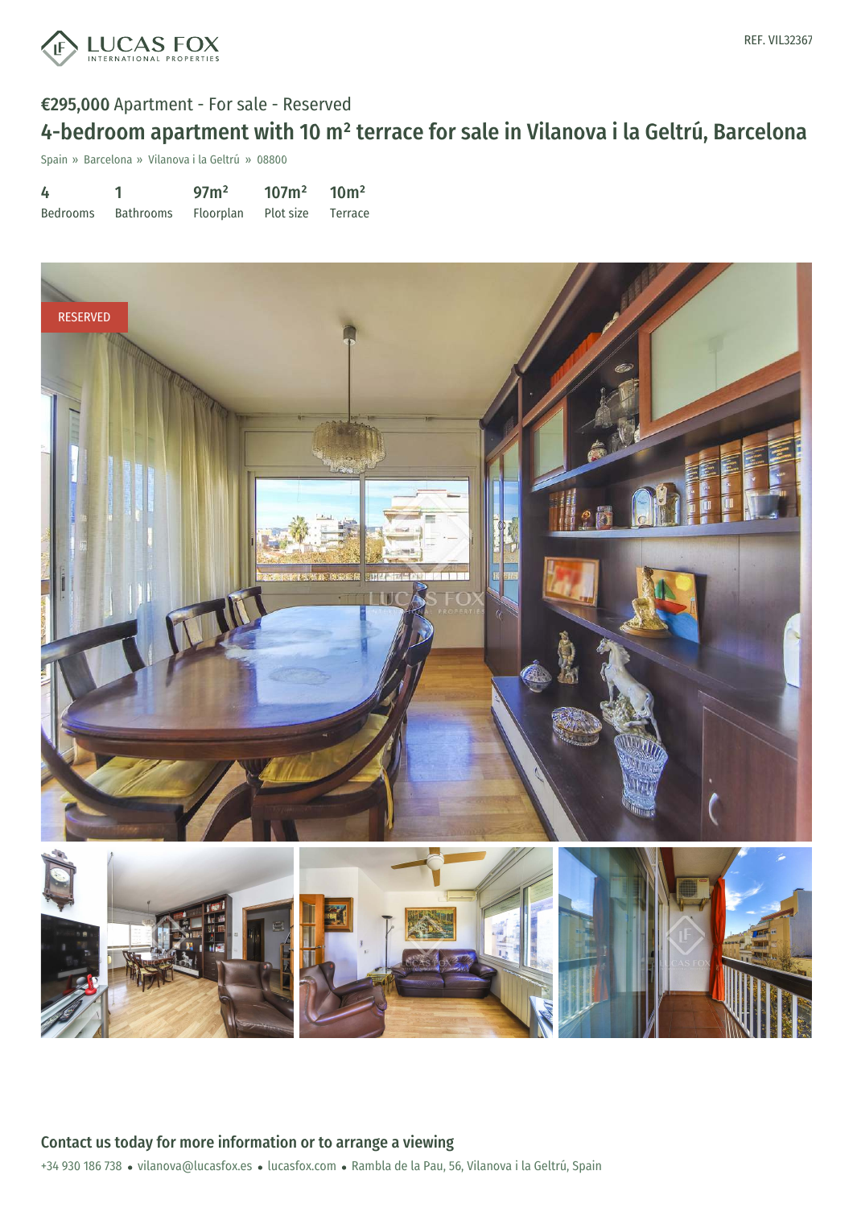LUCAS FOX INTERNATIONAL PROPERTIES

REF. VIL32367

€295,000 Apartment - For sale - Reserved

# 4-bedroom apartment with 10 m² terrace for sale in Vilanova i la Geltrú, Barcelona

Spain » Barcelona » Vilanova i la Geltrú » 08800

| 4 | 1 | 97m² | 107m² | 10m² |
|---|---|---|---|---|
| Bedrooms | Bathrooms | Floorplan | Plot size | Terrace |

RESERVED

## Contact us today for more information or to arrange a viewing

+34 930 186 738 • vilanova@lucasfox.es • lucasfox.com • Rambla de la Pau, 56, Vilanova i la Geltrú, Spain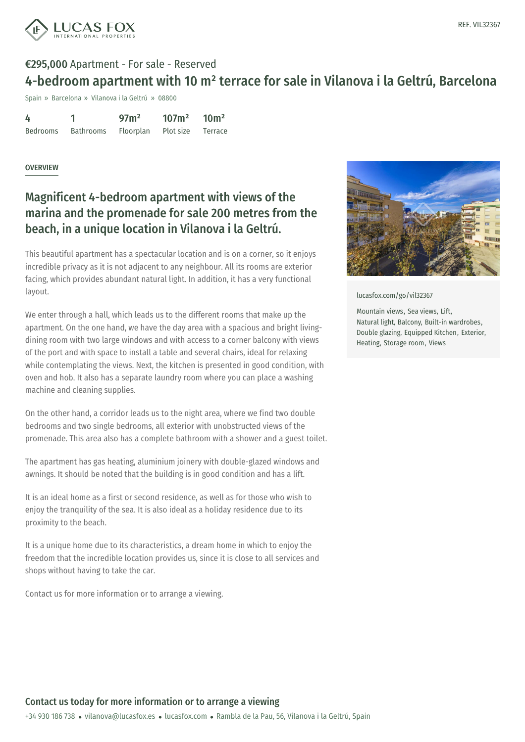REF. VIL32367

**€295,000** Apartment - For sale - Reserved

# 4-bedroom apartment with 10 m² terrace for sale in Vilanova i la Geltrú, Barcelona

Spain » Barcelona » Vilanova i la Geltrú » 08800

| 4 | 1 | 97m² | 107m² | 10m² |
|---|---|---|---|---|
| Bedrooms | Bathrooms | Floorplan | Plot size | Terrace |

OVERVIEW

## Magnificent 4-bedroom apartment with views of the marina and the promenade for sale 200 metres from the beach, in a unique location in Vilanova i la Geltrú.

This beautiful apartment has a spectacular location and is on a corner, so it enjoys incredible privacy as it is not adjacent to any neighbour. All its rooms are exterior facing, which provides abundant natural light. In addition, it has a very functional layout.

We enter through a hall, which leads us to the different rooms that make up the apartment. On the one hand, we have the day area with a spacious and bright living-dining room with two large windows and with access to a corner balcony with views of the port and with space to install a table and several chairs, ideal for relaxing while contemplating the views. Next, the kitchen is presented in good condition, with oven and hob. It also has a separate laundry room where you can place a washing machine and cleaning supplies.

On the other hand, a corridor leads us to the night area, where we find two double bedrooms and two single bedrooms, all exterior with unobstructed views of the promenade. This area also has a complete bathroom with a shower and a guest toilet.

The apartment has gas heating, aluminium joinery with double-glazed windows and awnings. It should be noted that the building is in good condition and has a lift.

It is an ideal home as a first or second residence, as well as for those who wish to enjoy the tranquility of the sea. It is also ideal as a holiday residence due to its proximity to the beach.

It is a unique home due to its characteristics, a dream home in which to enjoy the freedom that the incredible location provides us, since it is close to all services and shops without having to take the car.

Contact us for more information or to arrange a viewing.

lucasfox.com/go/vil32367

Mountain views, Sea views, Lift, Natural light, Balcony, Built-in wardrobes, Double glazing, Equipped Kitchen, Exterior, Heating, Storage room, Views

## Contact us today for more information or to arrange a viewing

+34 930 186 738 • vilanova@lucasfox.es • lucasfox.com • Rambla de la Pau, 56, Vilanova i la Geltrú, Spain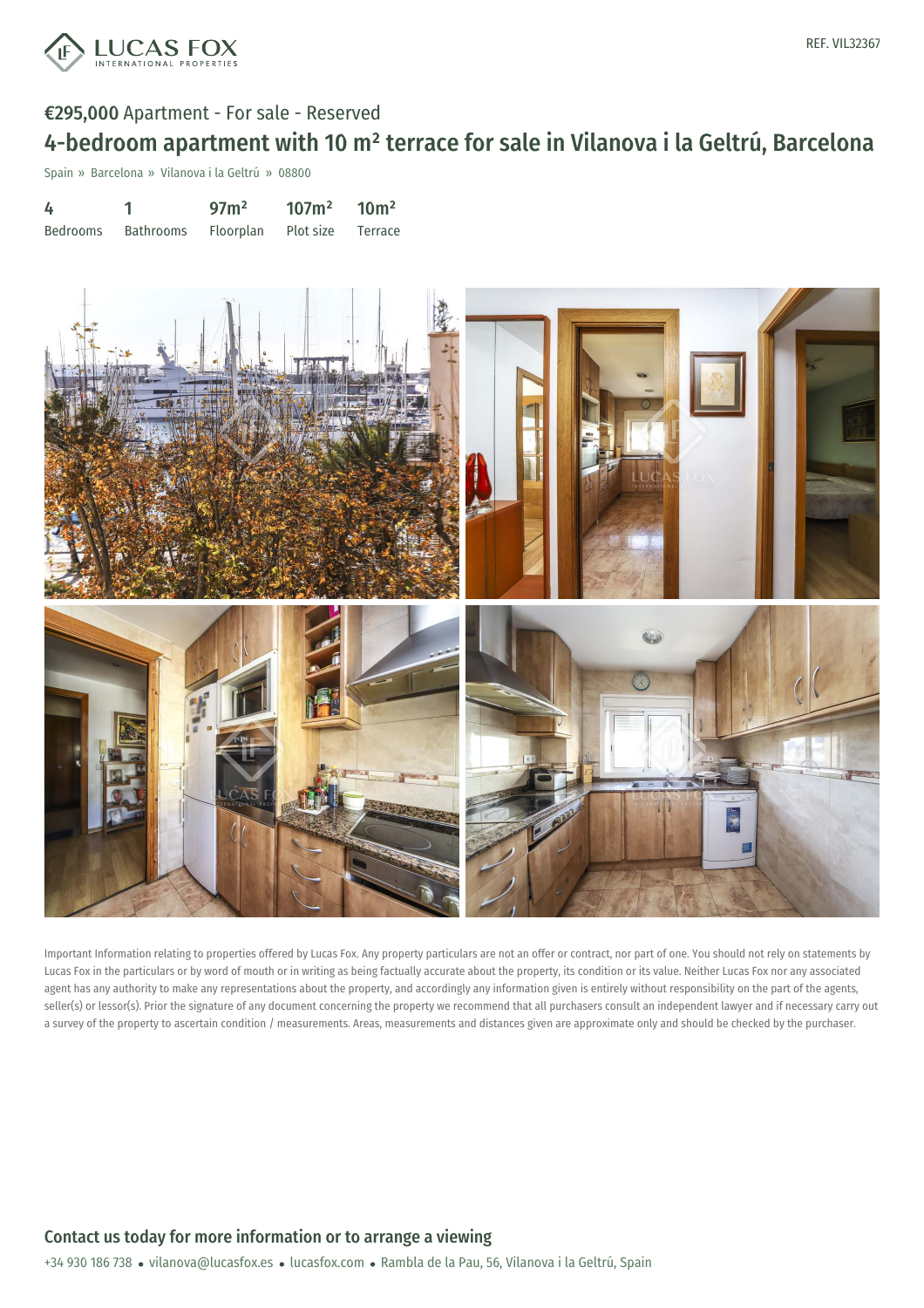REF. VIL32367

**€295,000** Apartment - For sale - Reserved

# 4-bedroom apartment with 10 m² terrace for sale in Vilanova i la Geltrú, Barcelona

Spain » Barcelona » Vilanova i la Geltrú » 08800

| 4 | 1 | 97m² | 107m² | 10m² |
| --- | --- | --- | --- | --- |
| Bedrooms | Bathrooms | Floorplan | Plot size | Terrace |

Important Information relating to properties offered by Lucas Fox. Any property particulars are not an offer or contract, nor part of one. You should not rely on statements by Lucas Fox in the particulars or by word of mouth or in writing as being factually accurate about the property, its condition or its value. Neither Lucas Fox nor any associated agent has any authority to make any representations about the property, and accordingly any information given is entirely without responsibility on the part of the agents, seller(s) or lessor(s). Prior the signature of any document concerning the property we recommend that all purchasers consult an independent lawyer and if necessary carry out a survey of the property to ascertain condition / measurements. Areas, measurements and distances given are approximate only and should be checked by the purchaser.

## Contact us today for more information or to arrange a viewing

+34 930 186 738 • vilanova@lucasfox.es • lucasfox.com • Rambla de la Pau, 56, Vilanova i la Geltrú, Spain